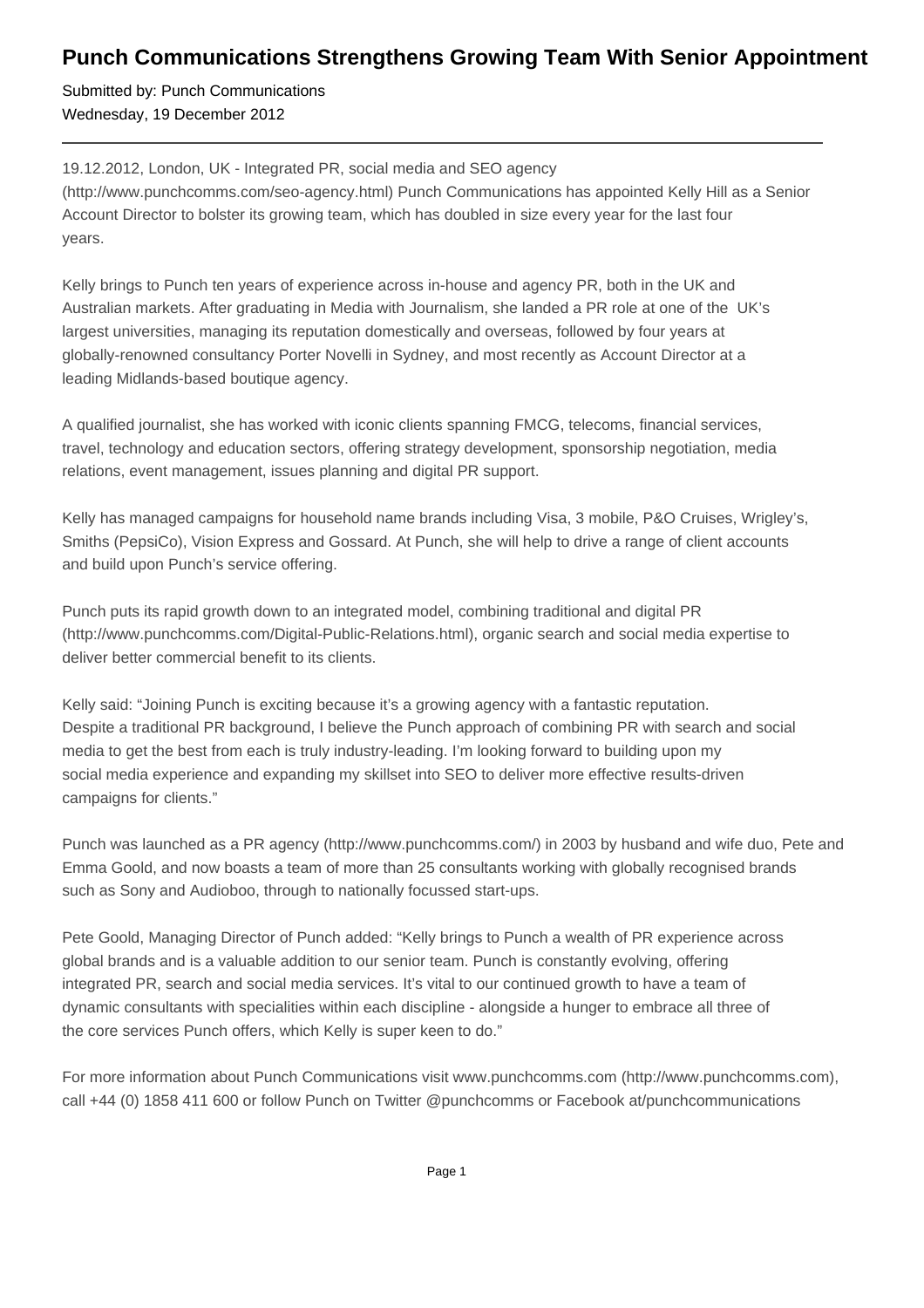# Punch Communications Strengthens Growing Team With Senior Appointment

Submitted by: Punch Communications
Wednesday, 19 December 2012

---

19.12.2012, London, UK - Integrated PR, social media and SEO agency (http://www.punchcomms.com/seo-agency.html) Punch Communications has appointed Kelly Hill as a Senior Account Director to bolster its growing team, which has doubled in size every year for the last four years.

Kelly brings to Punch ten years of experience across in-house and agency PR, both in the UK and Australian markets. After graduating in Media with Journalism, she landed a PR role at one of the UK's largest universities, managing its reputation domestically and overseas, followed by four years at globally-renowned consultancy Porter Novelli in Sydney, and most recently as Account Director at a leading Midlands-based boutique agency.

A qualified journalist, she has worked with iconic clients spanning FMCG, telecoms, financial services, travel, technology and education sectors, offering strategy development, sponsorship negotiation, media relations, event management, issues planning and digital PR support.

Kelly has managed campaigns for household name brands including Visa, 3 mobile, P&O Cruises, Wrigley's, Smiths (PepsiCo), Vision Express and Gossard. At Punch, she will help to drive a range of client accounts and build upon Punch's service offering.

Punch puts its rapid growth down to an integrated model, combining traditional and digital PR (http://www.punchcomms.com/Digital-Public-Relations.html), organic search and social media expertise to deliver better commercial benefit to its clients.

Kelly said: "Joining Punch is exciting because it's a growing agency with a fantastic reputation. Despite a traditional PR background, I believe the Punch approach of combining PR with search and social media to get the best from each is truly industry-leading. I'm looking forward to building upon my social media experience and expanding my skillset into SEO to deliver more effective results-driven campaigns for clients."

Punch was launched as a PR agency (http://www.punchcomms.com/) in 2003 by husband and wife duo, Pete and Emma Goold, and now boasts a team of more than 25 consultants working with globally recognised brands such as Sony and Audioboo, through to nationally focussed start-ups.

Pete Goold, Managing Director of Punch added: "Kelly brings to Punch a wealth of PR experience across global brands and is a valuable addition to our senior team. Punch is constantly evolving, offering integrated PR, search and social media services. It's vital to our continued growth to have a team of dynamic consultants with specialities within each discipline - alongside a hunger to embrace all three of the core services Punch offers, which Kelly is super keen to do."

For more information about Punch Communications visit www.punchcomms.com (http://www.punchcomms.com), call +44 (0) 1858 411 600 or follow Punch on Twitter @punchcomms or Facebook at/punchcommunications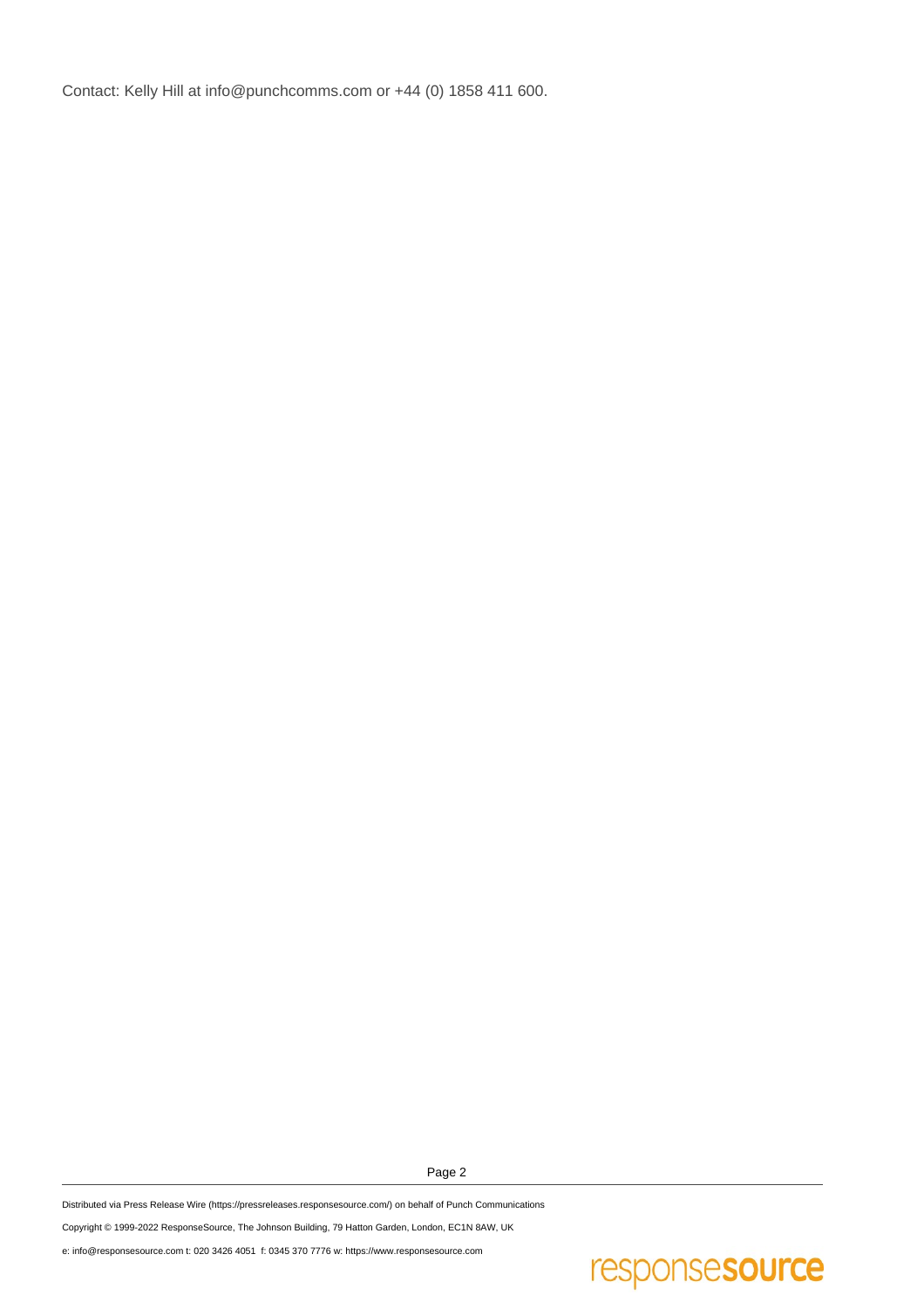Contact: Kelly Hill at info@punchcomms.com or +44 (0) 1858 411 600.